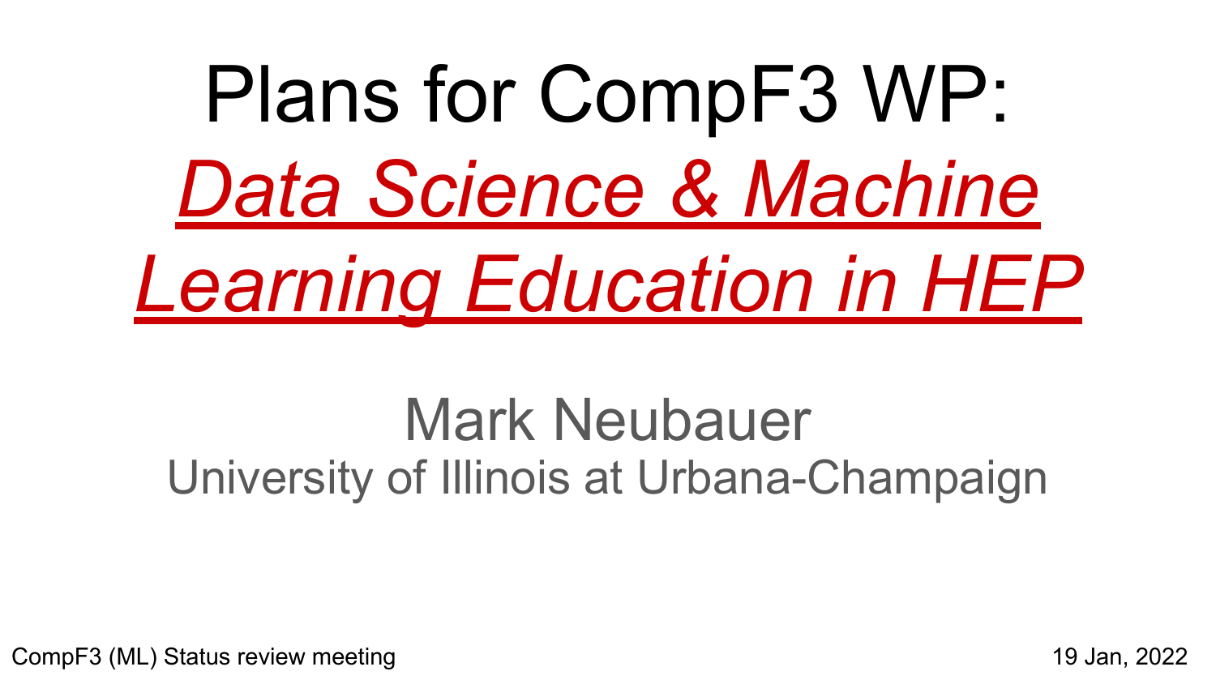# Plans for CompF3 WP: *Data Science & Machine Learning Education in HEP*

Mark Neubauer

University of Illinois at Urbana-Champaign

CompF3 (ML) Status review meeting

19 Jan, 2022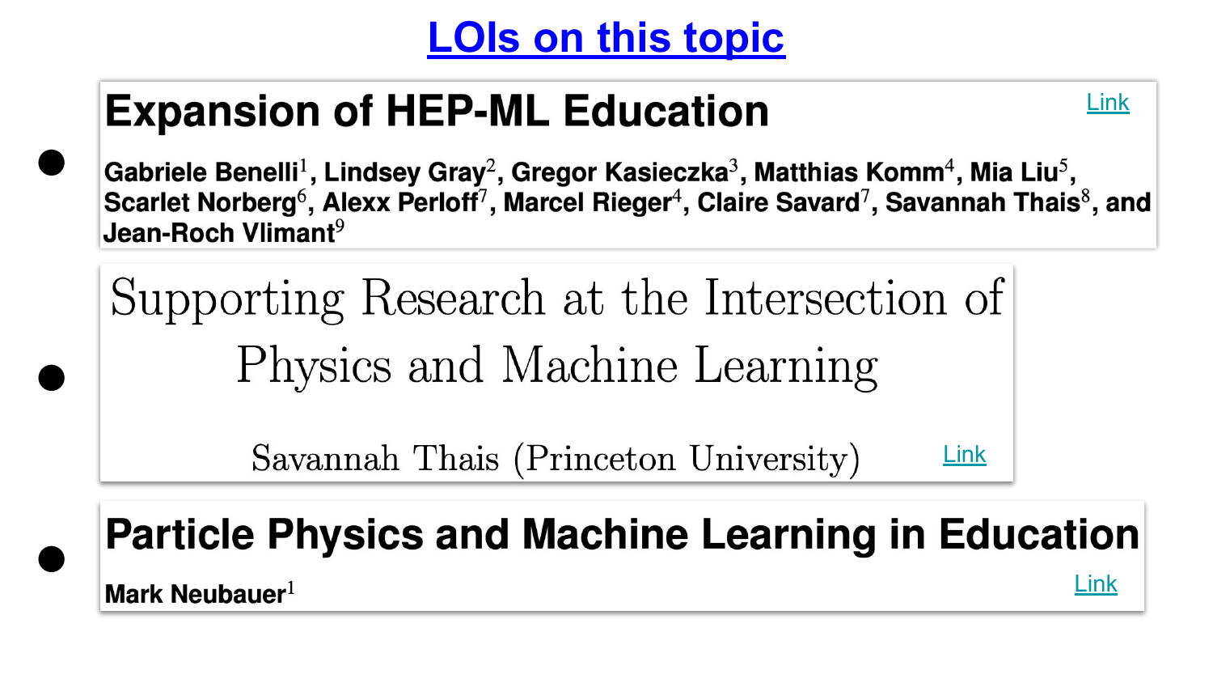# LOIs on this topic

- **Expansion of HEP-ML Education** [Link]

  Gabriele Benelli[1], Lindsey Gray[2], Gregor Kasieczka[3], Matthias Komm[4], Mia Liu[5], Scarlet Norberg[6], Alexx Perloff[7], Marcel Rieger[4], Claire Savard[7], Savannah Thais[8], and Jean-Roch Vlimant[9]

- **Supporting Research at the Intersection of Physics and Machine Learning**

  Savannah Thais (Princeton University) [Link]

- **Particle Physics and Machine Learning in Education**

  Mark Neubauer[1] [Link]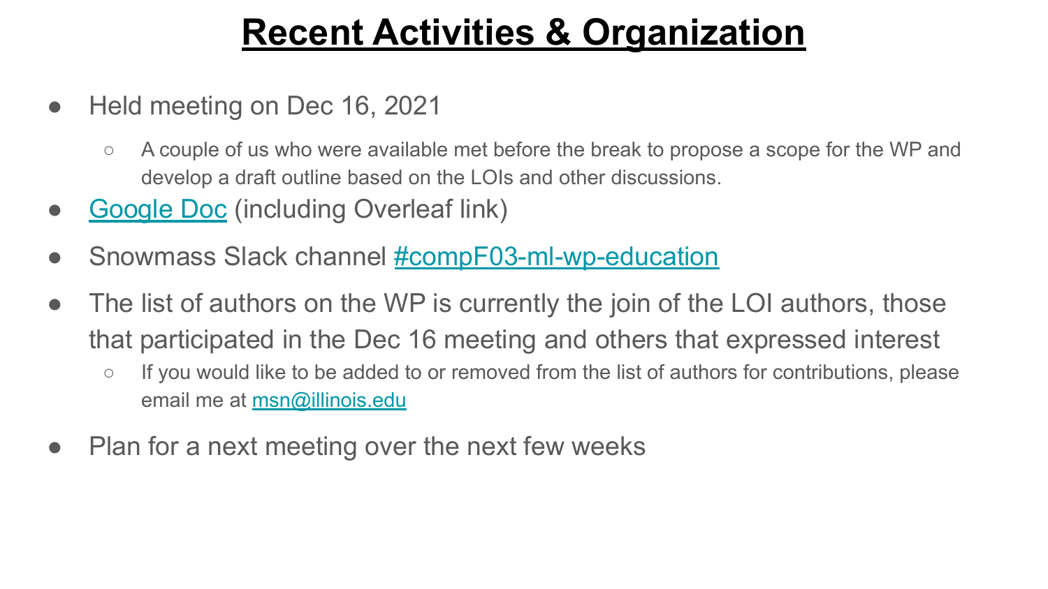# Recent Activities & Organization

- Held meeting on Dec 16, 2021
  - A couple of us who were available met before the break to propose a scope for the WP and develop a draft outline based on the LOIs and other discussions.
- Google Doc (including Overleaf link)
- Snowmass Slack channel #compF03-ml-wp-education
- The list of authors on the WP is currently the join of the LOI authors, those that participated in the Dec 16 meeting and others that expressed interest
  - If you would like to be added to or removed from the list of authors for contributions, please email me at msn@illinois.edu
- Plan for a next meeting over the next few weeks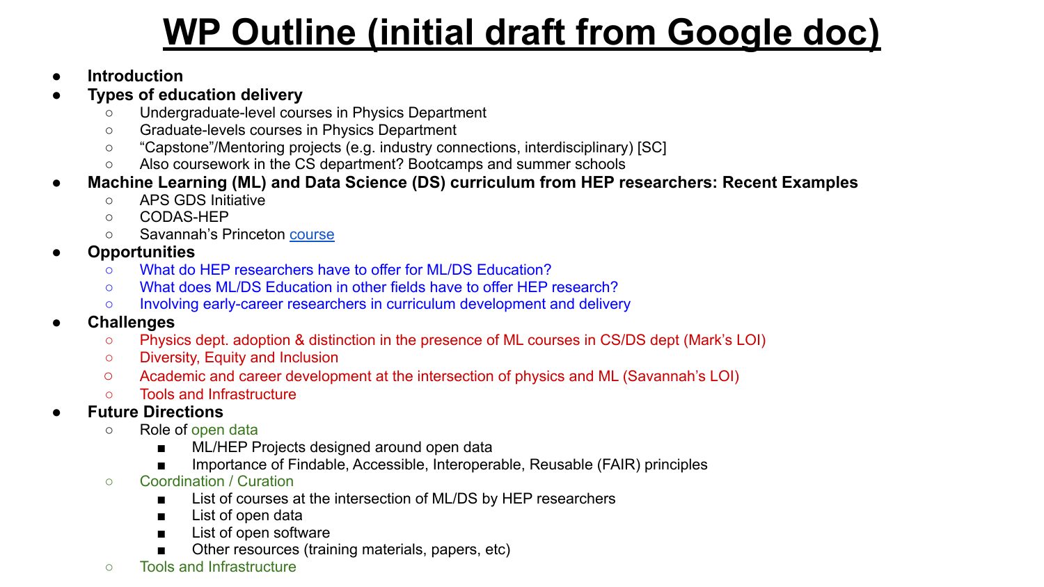# WP Outline (initial draft from Google doc)

- **Introduction**
- **Types of education delivery**
  - Undergraduate-level courses in Physics Department
  - Graduate-levels courses in Physics Department
  - “Capstone”/Mentoring projects (e.g. industry connections, interdisciplinary) [SC]
  - Also coursework in the CS department? Bootcamps and summer schools
- **Machine Learning (ML) and Data Science (DS) curriculum from HEP researchers: Recent Examples**
  - APS GDS Initiative
  - CODAS-HEP
  - Savannah’s Princeton course
- **Opportunities**
  - What do HEP researchers have to offer for ML/DS Education?
  - What does ML/DS Education in other fields have to offer HEP research?
  - Involving early-career researchers in curriculum development and delivery
- **Challenges**
  - Physics dept. adoption & distinction in the presence of ML courses in CS/DS dept (Mark’s LOI)
  - Diversity, Equity and Inclusion
  - Academic and career development at the intersection of physics and ML (Savannah’s LOI)
  - Tools and Infrastructure
- **Future Directions**
  - Role of open data
    - ML/HEP Projects designed around open data
    - Importance of Findable, Accessible, Interoperable, Reusable (FAIR) principles
  - Coordination / Curation
    - List of courses at the intersection of ML/DS by HEP researchers
    - List of open data
    - List of open software
    - Other resources (training materials, papers, etc)
  - Tools and Infrastructure